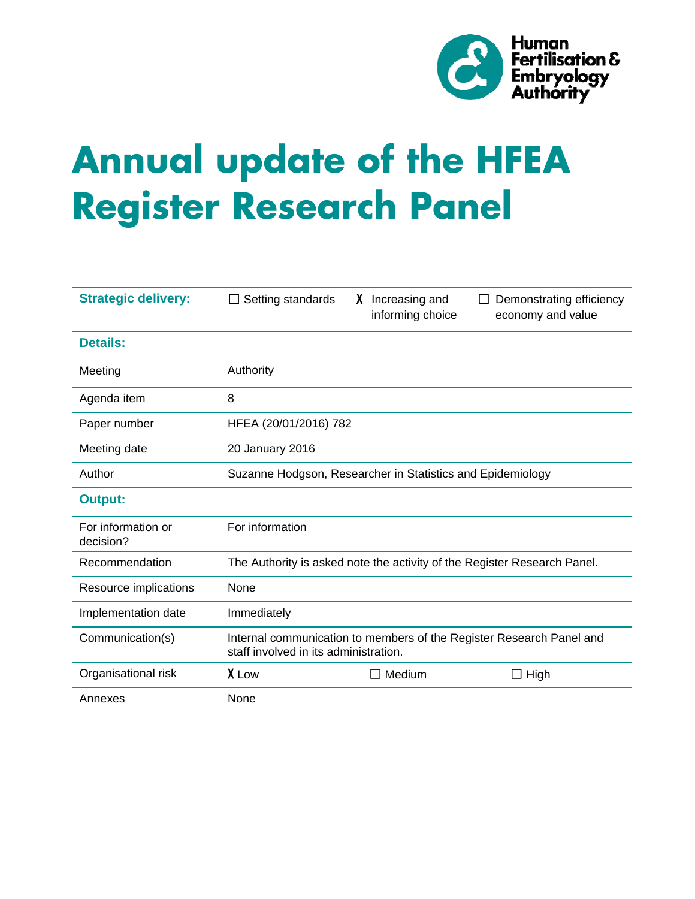Human Fertilisation & Embryology Authority

# Annual update of the HFEA Register Research Panel

| **Strategic delivery:** | ☐ Setting standards | X Increasing and informing choice | ☐ Demonstrating efficiency economy and value |
|---|---|---|---|
| **Details:** | | | |
| Meeting | Authority | | |
| Agenda item | 8 | | |
| Paper number | HFEA (20/01/2016) 782 | | |
| Meeting date | 20 January 2016 | | |
| Author | Suzanne Hodgson, Researcher in Statistics and Epidemiology | | |
| **Output:** | | | |
| For information or decision? | For information | | |
| Recommendation | The Authority is asked note the activity of the Register Research Panel. | | |
| Resource implications | None | | |
| Implementation date | Immediately | | |
| Communication(s) | Internal communication to members of the Register Research Panel and staff involved in its administration. | | |
| Organisational risk | X Low | ☐ Medium | ☐ High |
| Annexes | None | | |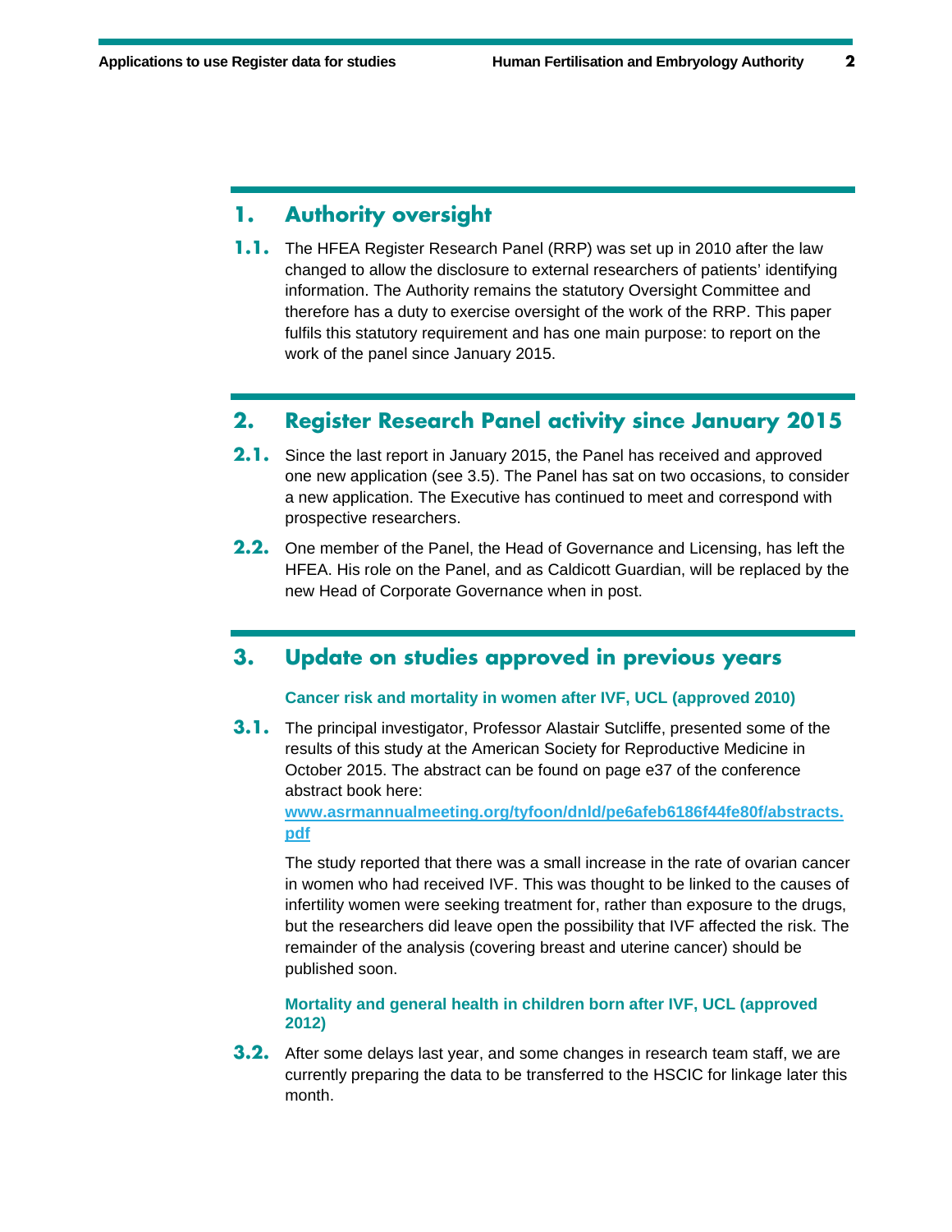## 1. Authority oversight

**1.1.** The HFEA Register Research Panel (RRP) was set up in 2010 after the law changed to allow the disclosure to external researchers of patients' identifying information. The Authority remains the statutory Oversight Committee and therefore has a duty to exercise oversight of the work of the RRP. This paper fulfils this statutory requirement and has one main purpose: to report on the work of the panel since January 2015.

## 2. Register Research Panel activity since January 2015

**2.1.** Since the last report in January 2015, the Panel has received and approved one new application (see 3.5). The Panel has sat on two occasions, to consider a new application. The Executive has continued to meet and correspond with prospective researchers.

**2.2.** One member of the Panel, the Head of Governance and Licensing, has left the HFEA. His role on the Panel, and as Caldicott Guardian, will be replaced by the new Head of Corporate Governance when in post.

## 3. Update on studies approved in previous years

### Cancer risk and mortality in women after IVF, UCL (approved 2010)

**3.1.** The principal investigator, Professor Alastair Sutcliffe, presented some of the results of this study at the American Society for Reproductive Medicine in October 2015. The abstract can be found on page e37 of the conference abstract book here: **www.asrmannualmeeting.org/tyfoon/dnld/pe6afeb6186f44fe80f/abstracts.pdf**

The study reported that there was a small increase in the rate of ovarian cancer in women who had received IVF. This was thought to be linked to the causes of infertility women were seeking treatment for, rather than exposure to the drugs, but the researchers did leave open the possibility that IVF affected the risk. The remainder of the analysis (covering breast and uterine cancer) should be published soon.

### Mortality and general health in children born after IVF, UCL (approved 2012)

**3.2.** After some delays last year, and some changes in research team staff, we are currently preparing the data to be transferred to the HSCIC for linkage later this month.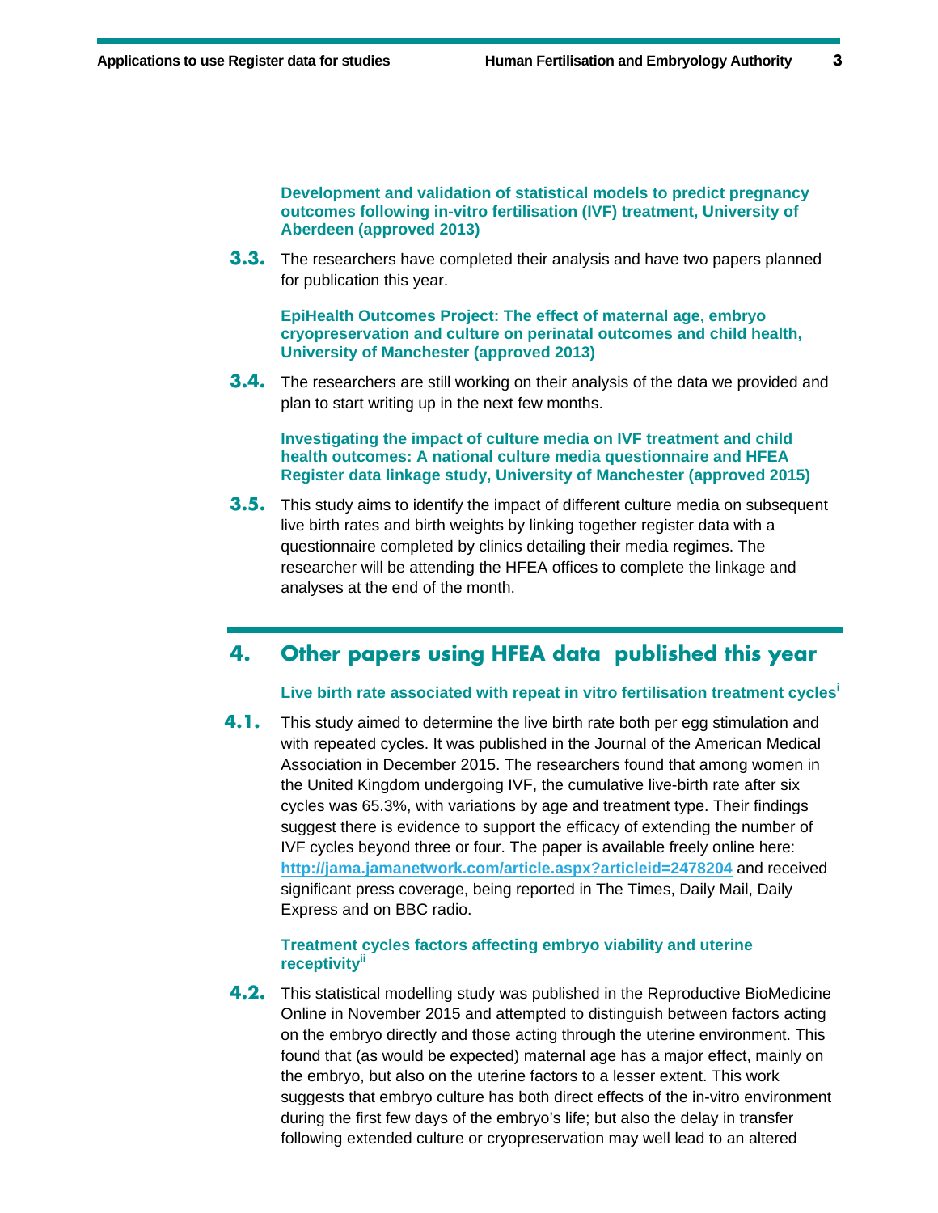**Development and validation of statistical models to predict pregnancy outcomes following in-vitro fertilisation (IVF) treatment, University of Aberdeen (approved 2013)**

**3.3.** The researchers have completed their analysis and have two papers planned for publication this year.

**EpiHealth Outcomes Project: The effect of maternal age, embryo cryopreservation and culture on perinatal outcomes and child health, University of Manchester (approved 2013)**

**3.4.** The researchers are still working on their analysis of the data we provided and plan to start writing up in the next few months.

**Investigating the impact of culture media on IVF treatment and child health outcomes: A national culture media questionnaire and HFEA Register data linkage study, University of Manchester (approved 2015)**

**3.5.** This study aims to identify the impact of different culture media on subsequent live birth rates and birth weights by linking together register data with a questionnaire completed by clinics detailing their media regimes. The researcher will be attending the HFEA offices to complete the linkage and analyses at the end of the month.

## 4. Other papers using HFEA data published this year

**Live birth rate associated with repeat in vitro fertilisation treatment cycles[i]**

**4.1.** This study aimed to determine the live birth rate both per egg stimulation and with repeated cycles. It was published in the Journal of the American Medical Association in December 2015. The researchers found that among women in the United Kingdom undergoing IVF, the cumulative live-birth rate after six cycles was 65.3%, with variations by age and treatment type. Their findings suggest there is evidence to support the efficacy of extending the number of IVF cycles beyond three or four. The paper is available freely online here: **http://jama.jamanetwork.com/article.aspx?articleid=2478204** and received significant press coverage, being reported in The Times, Daily Mail, Daily Express and on BBC radio.

**Treatment cycles factors affecting embryo viability and uterine receptivity[ii]**

**4.2.** This statistical modelling study was published in the Reproductive BioMedicine Online in November 2015 and attempted to distinguish between factors acting on the embryo directly and those acting through the uterine environment. This found that (as would be expected) maternal age has a major effect, mainly on the embryo, but also on the uterine factors to a lesser extent. This work suggests that embryo culture has both direct effects of the in-vitro environment during the first few days of the embryo's life; but also the delay in transfer following extended culture or cryopreservation may well lead to an altered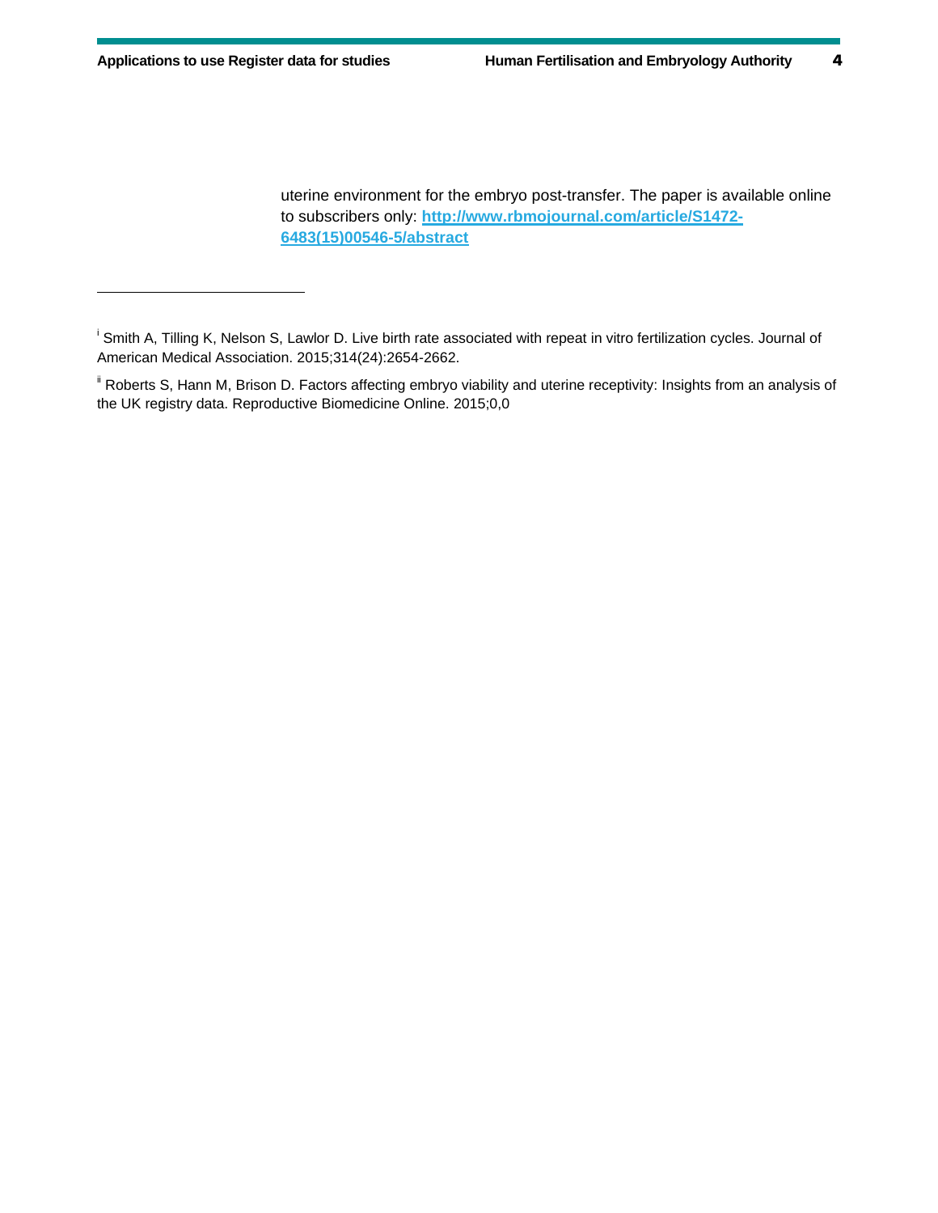uterine environment for the embryo post-transfer. The paper is available online to subscribers only: **http://www.rbmojournal.com/article/S1472-6483(15)00546-5/abstract**

---

[i] Smith A, Tilling K, Nelson S, Lawlor D. Live birth rate associated with repeat in vitro fertilization cycles. Journal of American Medical Association. 2015;314(24):2654-2662.

[ii] Roberts S, Hann M, Brison D. Factors affecting embryo viability and uterine receptivity: Insights from an analysis of the UK registry data. Reproductive Biomedicine Online. 2015;0,0